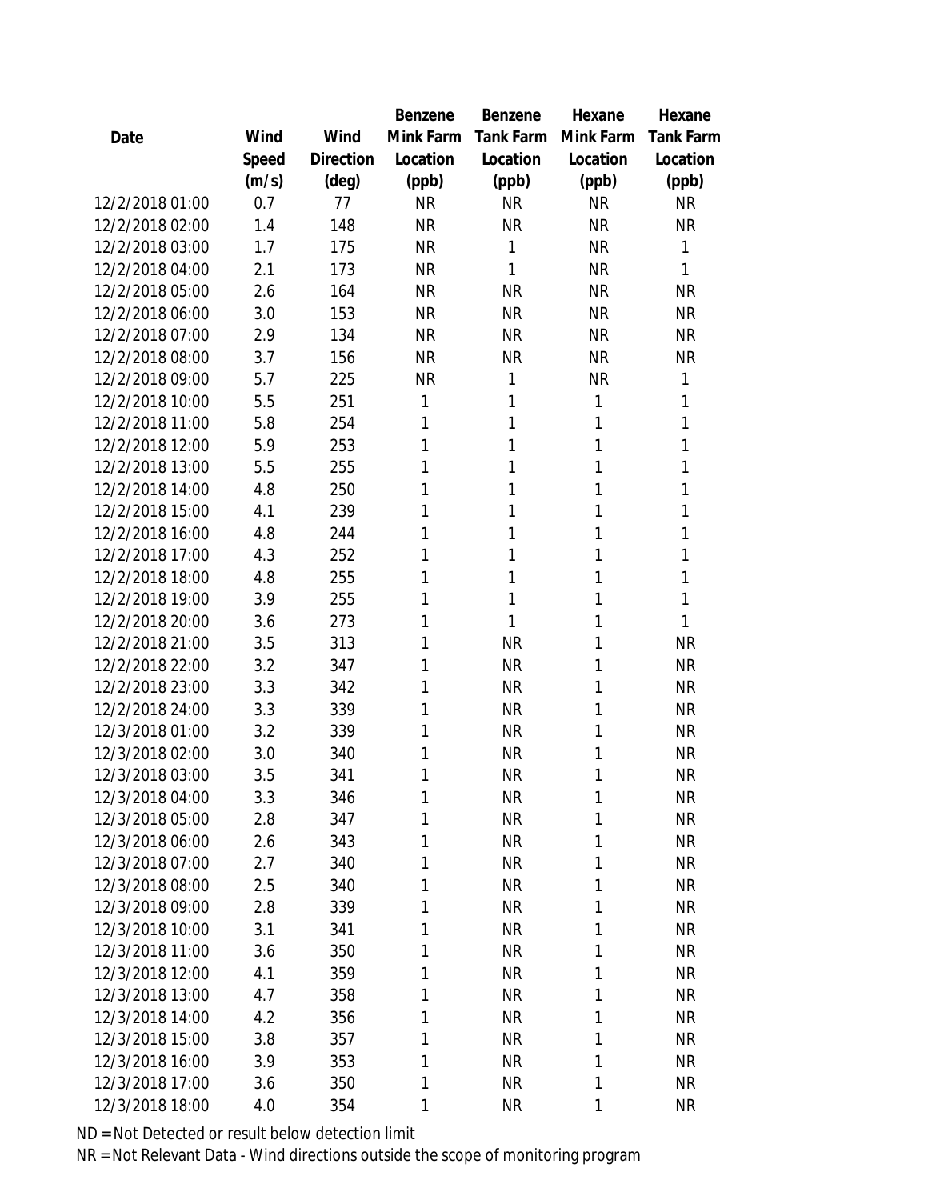| Date | Wind Speed (m/s) | Wind Direction (deg) | Benzene Mink Farm Location (ppb) | Benzene Tank Farm Location (ppb) | Hexane Mink Farm Location (ppb) | Hexane Tank Farm Location (ppb) |
|---|---|---|---|---|---|---|
| 12/2/2018 01:00 | 0.7 | 77 | NR | NR | NR | NR |
| 12/2/2018 02:00 | 1.4 | 148 | NR | NR | NR | NR |
| 12/2/2018 03:00 | 1.7 | 175 | NR | 1 | NR | 1 |
| 12/2/2018 04:00 | 2.1 | 173 | NR | 1 | NR | 1 |
| 12/2/2018 05:00 | 2.6 | 164 | NR | NR | NR | NR |
| 12/2/2018 06:00 | 3.0 | 153 | NR | NR | NR | NR |
| 12/2/2018 07:00 | 2.9 | 134 | NR | NR | NR | NR |
| 12/2/2018 08:00 | 3.7 | 156 | NR | NR | NR | NR |
| 12/2/2018 09:00 | 5.7 | 225 | NR | 1 | NR | 1 |
| 12/2/2018 10:00 | 5.5 | 251 | 1 | 1 | 1 | 1 |
| 12/2/2018 11:00 | 5.8 | 254 | 1 | 1 | 1 | 1 |
| 12/2/2018 12:00 | 5.9 | 253 | 1 | 1 | 1 | 1 |
| 12/2/2018 13:00 | 5.5 | 255 | 1 | 1 | 1 | 1 |
| 12/2/2018 14:00 | 4.8 | 250 | 1 | 1 | 1 | 1 |
| 12/2/2018 15:00 | 4.1 | 239 | 1 | 1 | 1 | 1 |
| 12/2/2018 16:00 | 4.8 | 244 | 1 | 1 | 1 | 1 |
| 12/2/2018 17:00 | 4.3 | 252 | 1 | 1 | 1 | 1 |
| 12/2/2018 18:00 | 4.8 | 255 | 1 | 1 | 1 | 1 |
| 12/2/2018 19:00 | 3.9 | 255 | 1 | 1 | 1 | 1 |
| 12/2/2018 20:00 | 3.6 | 273 | 1 | 1 | 1 | 1 |
| 12/2/2018 21:00 | 3.5 | 313 | 1 | NR | 1 | NR |
| 12/2/2018 22:00 | 3.2 | 347 | 1 | NR | 1 | NR |
| 12/2/2018 23:00 | 3.3 | 342 | 1 | NR | 1 | NR |
| 12/2/2018 24:00 | 3.3 | 339 | 1 | NR | 1 | NR |
| 12/3/2018 01:00 | 3.2 | 339 | 1 | NR | 1 | NR |
| 12/3/2018 02:00 | 3.0 | 340 | 1 | NR | 1 | NR |
| 12/3/2018 03:00 | 3.5 | 341 | 1 | NR | 1 | NR |
| 12/3/2018 04:00 | 3.3 | 346 | 1 | NR | 1 | NR |
| 12/3/2018 05:00 | 2.8 | 347 | 1 | NR | 1 | NR |
| 12/3/2018 06:00 | 2.6 | 343 | 1 | NR | 1 | NR |
| 12/3/2018 07:00 | 2.7 | 340 | 1 | NR | 1 | NR |
| 12/3/2018 08:00 | 2.5 | 340 | 1 | NR | 1 | NR |
| 12/3/2018 09:00 | 2.8 | 339 | 1 | NR | 1 | NR |
| 12/3/2018 10:00 | 3.1 | 341 | 1 | NR | 1 | NR |
| 12/3/2018 11:00 | 3.6 | 350 | 1 | NR | 1 | NR |
| 12/3/2018 12:00 | 4.1 | 359 | 1 | NR | 1 | NR |
| 12/3/2018 13:00 | 4.7 | 358 | 1 | NR | 1 | NR |
| 12/3/2018 14:00 | 4.2 | 356 | 1 | NR | 1 | NR |
| 12/3/2018 15:00 | 3.8 | 357 | 1 | NR | 1 | NR |
| 12/3/2018 16:00 | 3.9 | 353 | 1 | NR | 1 | NR |
| 12/3/2018 17:00 | 3.6 | 350 | 1 | NR | 1 | NR |
| 12/3/2018 18:00 | 4.0 | 354 | 1 | NR | 1 | NR |

ND = Not Detected or result below detection limit

NR = Not Relevant Data - Wind directions outside the scope of monitoring program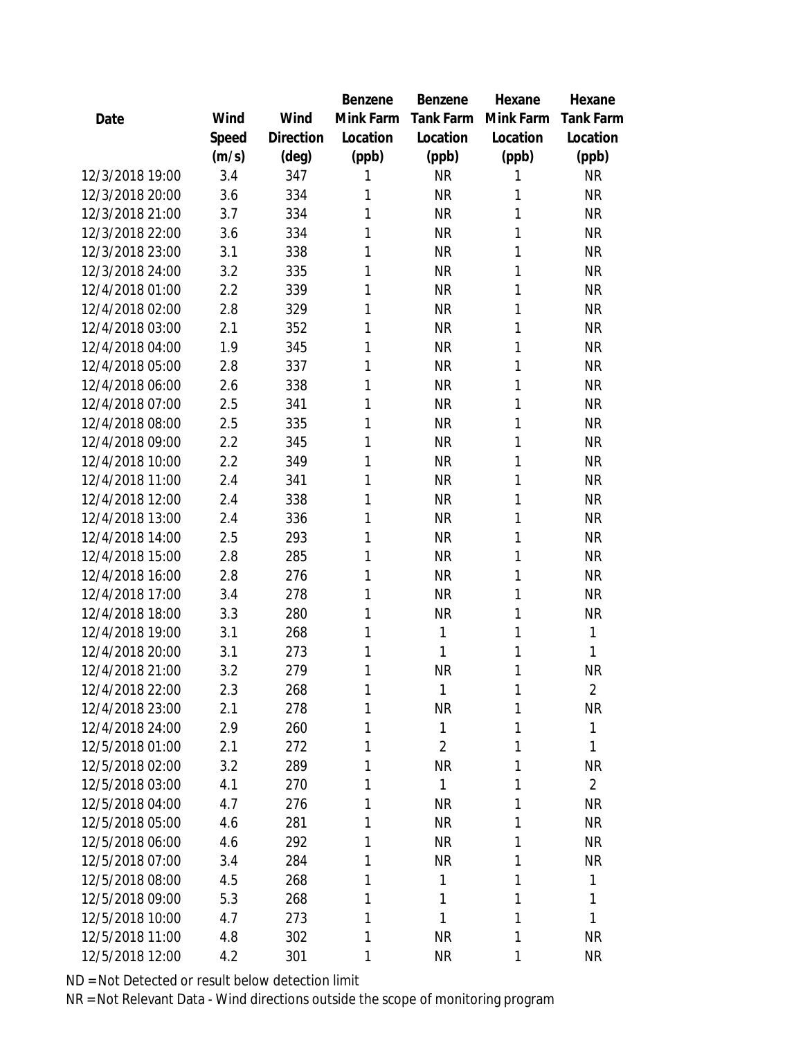| Date | Wind Speed (m/s) | Wind Direction (deg) | Benzene Mink Farm Location (ppb) | Benzene Tank Farm Location (ppb) | Hexane Mink Farm Location (ppb) | Hexane Tank Farm Location (ppb) |
|---|---|---|---|---|---|---|
| 12/3/2018 19:00 | 3.4 | 347 | 1 | NR | 1 | NR |
| 12/3/2018 20:00 | 3.6 | 334 | 1 | NR | 1 | NR |
| 12/3/2018 21:00 | 3.7 | 334 | 1 | NR | 1 | NR |
| 12/3/2018 22:00 | 3.6 | 334 | 1 | NR | 1 | NR |
| 12/3/2018 23:00 | 3.1 | 338 | 1 | NR | 1 | NR |
| 12/3/2018 24:00 | 3.2 | 335 | 1 | NR | 1 | NR |
| 12/4/2018 01:00 | 2.2 | 339 | 1 | NR | 1 | NR |
| 12/4/2018 02:00 | 2.8 | 329 | 1 | NR | 1 | NR |
| 12/4/2018 03:00 | 2.1 | 352 | 1 | NR | 1 | NR |
| 12/4/2018 04:00 | 1.9 | 345 | 1 | NR | 1 | NR |
| 12/4/2018 05:00 | 2.8 | 337 | 1 | NR | 1 | NR |
| 12/4/2018 06:00 | 2.6 | 338 | 1 | NR | 1 | NR |
| 12/4/2018 07:00 | 2.5 | 341 | 1 | NR | 1 | NR |
| 12/4/2018 08:00 | 2.5 | 335 | 1 | NR | 1 | NR |
| 12/4/2018 09:00 | 2.2 | 345 | 1 | NR | 1 | NR |
| 12/4/2018 10:00 | 2.2 | 349 | 1 | NR | 1 | NR |
| 12/4/2018 11:00 | 2.4 | 341 | 1 | NR | 1 | NR |
| 12/4/2018 12:00 | 2.4 | 338 | 1 | NR | 1 | NR |
| 12/4/2018 13:00 | 2.4 | 336 | 1 | NR | 1 | NR |
| 12/4/2018 14:00 | 2.5 | 293 | 1 | NR | 1 | NR |
| 12/4/2018 15:00 | 2.8 | 285 | 1 | NR | 1 | NR |
| 12/4/2018 16:00 | 2.8 | 276 | 1 | NR | 1 | NR |
| 12/4/2018 17:00 | 3.4 | 278 | 1 | NR | 1 | NR |
| 12/4/2018 18:00 | 3.3 | 280 | 1 | NR | 1 | NR |
| 12/4/2018 19:00 | 3.1 | 268 | 1 | 1 | 1 | 1 |
| 12/4/2018 20:00 | 3.1 | 273 | 1 | 1 | 1 | 1 |
| 12/4/2018 21:00 | 3.2 | 279 | 1 | NR | 1 | NR |
| 12/4/2018 22:00 | 2.3 | 268 | 1 | 1 | 1 | 2 |
| 12/4/2018 23:00 | 2.1 | 278 | 1 | NR | 1 | NR |
| 12/4/2018 24:00 | 2.9 | 260 | 1 | 1 | 1 | 1 |
| 12/5/2018 01:00 | 2.1 | 272 | 1 | 2 | 1 | 1 |
| 12/5/2018 02:00 | 3.2 | 289 | 1 | NR | 1 | NR |
| 12/5/2018 03:00 | 4.1 | 270 | 1 | 1 | 1 | 2 |
| 12/5/2018 04:00 | 4.7 | 276 | 1 | NR | 1 | NR |
| 12/5/2018 05:00 | 4.6 | 281 | 1 | NR | 1 | NR |
| 12/5/2018 06:00 | 4.6 | 292 | 1 | NR | 1 | NR |
| 12/5/2018 07:00 | 3.4 | 284 | 1 | NR | 1 | NR |
| 12/5/2018 08:00 | 4.5 | 268 | 1 | 1 | 1 | 1 |
| 12/5/2018 09:00 | 5.3 | 268 | 1 | 1 | 1 | 1 |
| 12/5/2018 10:00 | 4.7 | 273 | 1 | 1 | 1 | 1 |
| 12/5/2018 11:00 | 4.8 | 302 | 1 | NR | 1 | NR |
| 12/5/2018 12:00 | 4.2 | 301 | 1 | NR | 1 | NR |

ND = Not Detected or result below detection limit

NR = Not Relevant Data - Wind directions outside the scope of monitoring program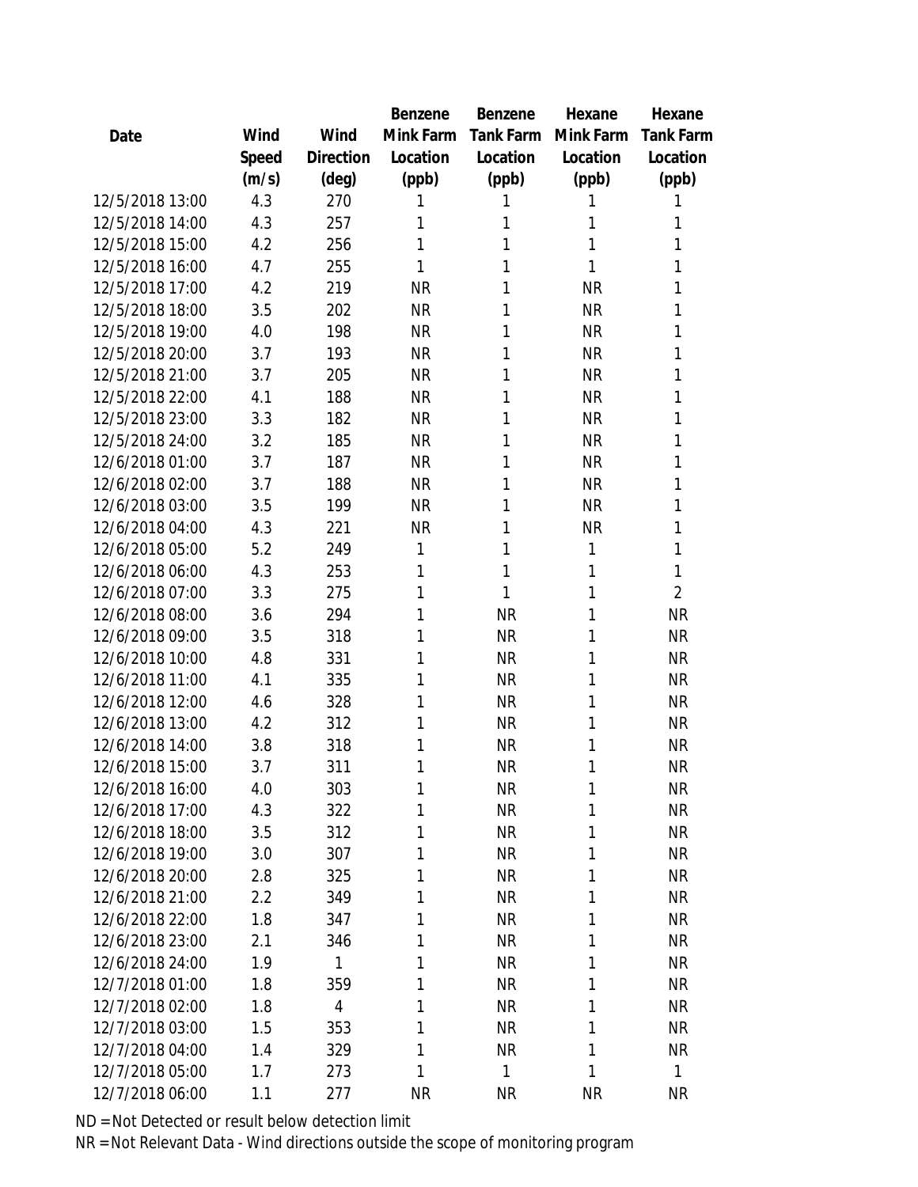| Date | Wind Speed (m/s) | Wind Direction (deg) | Benzene Mink Farm Location (ppb) | Benzene Tank Farm Location (ppb) | Hexane Mink Farm Location (ppb) | Hexane Tank Farm Location (ppb) |
|---|---|---|---|---|---|---|
| 12/5/2018 13:00 | 4.3 | 270 | 1 | 1 | 1 | 1 |
| 12/5/2018 14:00 | 4.3 | 257 | 1 | 1 | 1 | 1 |
| 12/5/2018 15:00 | 4.2 | 256 | 1 | 1 | 1 | 1 |
| 12/5/2018 16:00 | 4.7 | 255 | 1 | 1 | 1 | 1 |
| 12/5/2018 17:00 | 4.2 | 219 | NR | 1 | NR | 1 |
| 12/5/2018 18:00 | 3.5 | 202 | NR | 1 | NR | 1 |
| 12/5/2018 19:00 | 4.0 | 198 | NR | 1 | NR | 1 |
| 12/5/2018 20:00 | 3.7 | 193 | NR | 1 | NR | 1 |
| 12/5/2018 21:00 | 3.7 | 205 | NR | 1 | NR | 1 |
| 12/5/2018 22:00 | 4.1 | 188 | NR | 1 | NR | 1 |
| 12/5/2018 23:00 | 3.3 | 182 | NR | 1 | NR | 1 |
| 12/5/2018 24:00 | 3.2 | 185 | NR | 1 | NR | 1 |
| 12/6/2018 01:00 | 3.7 | 187 | NR | 1 | NR | 1 |
| 12/6/2018 02:00 | 3.7 | 188 | NR | 1 | NR | 1 |
| 12/6/2018 03:00 | 3.5 | 199 | NR | 1 | NR | 1 |
| 12/6/2018 04:00 | 4.3 | 221 | NR | 1 | NR | 1 |
| 12/6/2018 05:00 | 5.2 | 249 | 1 | 1 | 1 | 1 |
| 12/6/2018 06:00 | 4.3 | 253 | 1 | 1 | 1 | 1 |
| 12/6/2018 07:00 | 3.3 | 275 | 1 | 1 | 1 | 2 |
| 12/6/2018 08:00 | 3.6 | 294 | 1 | NR | 1 | NR |
| 12/6/2018 09:00 | 3.5 | 318 | 1 | NR | 1 | NR |
| 12/6/2018 10:00 | 4.8 | 331 | 1 | NR | 1 | NR |
| 12/6/2018 11:00 | 4.1 | 335 | 1 | NR | 1 | NR |
| 12/6/2018 12:00 | 4.6 | 328 | 1 | NR | 1 | NR |
| 12/6/2018 13:00 | 4.2 | 312 | 1 | NR | 1 | NR |
| 12/6/2018 14:00 | 3.8 | 318 | 1 | NR | 1 | NR |
| 12/6/2018 15:00 | 3.7 | 311 | 1 | NR | 1 | NR |
| 12/6/2018 16:00 | 4.0 | 303 | 1 | NR | 1 | NR |
| 12/6/2018 17:00 | 4.3 | 322 | 1 | NR | 1 | NR |
| 12/6/2018 18:00 | 3.5 | 312 | 1 | NR | 1 | NR |
| 12/6/2018 19:00 | 3.0 | 307 | 1 | NR | 1 | NR |
| 12/6/2018 20:00 | 2.8 | 325 | 1 | NR | 1 | NR |
| 12/6/2018 21:00 | 2.2 | 349 | 1 | NR | 1 | NR |
| 12/6/2018 22:00 | 1.8 | 347 | 1 | NR | 1 | NR |
| 12/6/2018 23:00 | 2.1 | 346 | 1 | NR | 1 | NR |
| 12/6/2018 24:00 | 1.9 | 1 | 1 | NR | 1 | NR |
| 12/7/2018 01:00 | 1.8 | 359 | 1 | NR | 1 | NR |
| 12/7/2018 02:00 | 1.8 | 4 | 1 | NR | 1 | NR |
| 12/7/2018 03:00 | 1.5 | 353 | 1 | NR | 1 | NR |
| 12/7/2018 04:00 | 1.4 | 329 | 1 | NR | 1 | NR |
| 12/7/2018 05:00 | 1.7 | 273 | 1 | 1 | 1 | 1 |
| 12/7/2018 06:00 | 1.1 | 277 | NR | NR | NR | NR |

ND = Not Detected or result below detection limit

NR = Not Relevant Data - Wind directions outside the scope of monitoring program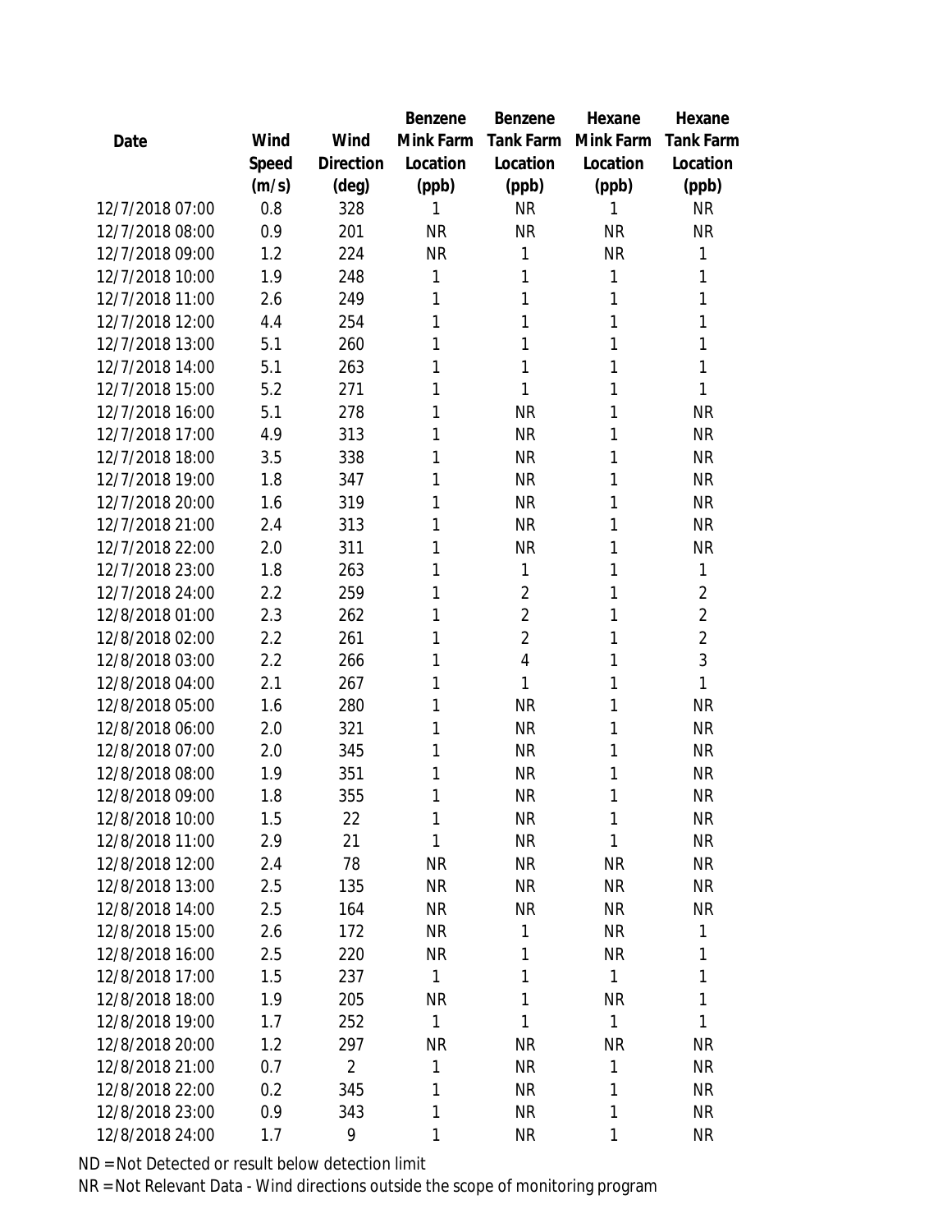| Date | Wind Speed (m/s) | Wind Direction (deg) | Benzene Mink Farm Location (ppb) | Benzene Tank Farm Location (ppb) | Hexane Mink Farm Location (ppb) | Hexane Tank Farm Location (ppb) |
|---|---|---|---|---|---|---|
| 12/7/2018 07:00 | 0.8 | 328 | 1 | NR | 1 | NR |
| 12/7/2018 08:00 | 0.9 | 201 | NR | NR | NR | NR |
| 12/7/2018 09:00 | 1.2 | 224 | NR | 1 | NR | 1 |
| 12/7/2018 10:00 | 1.9 | 248 | 1 | 1 | 1 | 1 |
| 12/7/2018 11:00 | 2.6 | 249 | 1 | 1 | 1 | 1 |
| 12/7/2018 12:00 | 4.4 | 254 | 1 | 1 | 1 | 1 |
| 12/7/2018 13:00 | 5.1 | 260 | 1 | 1 | 1 | 1 |
| 12/7/2018 14:00 | 5.1 | 263 | 1 | 1 | 1 | 1 |
| 12/7/2018 15:00 | 5.2 | 271 | 1 | 1 | 1 | 1 |
| 12/7/2018 16:00 | 5.1 | 278 | 1 | NR | 1 | NR |
| 12/7/2018 17:00 | 4.9 | 313 | 1 | NR | 1 | NR |
| 12/7/2018 18:00 | 3.5 | 338 | 1 | NR | 1 | NR |
| 12/7/2018 19:00 | 1.8 | 347 | 1 | NR | 1 | NR |
| 12/7/2018 20:00 | 1.6 | 319 | 1 | NR | 1 | NR |
| 12/7/2018 21:00 | 2.4 | 313 | 1 | NR | 1 | NR |
| 12/7/2018 22:00 | 2.0 | 311 | 1 | NR | 1 | NR |
| 12/7/2018 23:00 | 1.8 | 263 | 1 | 1 | 1 | 1 |
| 12/7/2018 24:00 | 2.2 | 259 | 1 | 2 | 1 | 2 |
| 12/8/2018 01:00 | 2.3 | 262 | 1 | 2 | 1 | 2 |
| 12/8/2018 02:00 | 2.2 | 261 | 1 | 2 | 1 | 2 |
| 12/8/2018 03:00 | 2.2 | 266 | 1 | 4 | 1 | 3 |
| 12/8/2018 04:00 | 2.1 | 267 | 1 | 1 | 1 | 1 |
| 12/8/2018 05:00 | 1.6 | 280 | 1 | NR | 1 | NR |
| 12/8/2018 06:00 | 2.0 | 321 | 1 | NR | 1 | NR |
| 12/8/2018 07:00 | 2.0 | 345 | 1 | NR | 1 | NR |
| 12/8/2018 08:00 | 1.9 | 351 | 1 | NR | 1 | NR |
| 12/8/2018 09:00 | 1.8 | 355 | 1 | NR | 1 | NR |
| 12/8/2018 10:00 | 1.5 | 22 | 1 | NR | 1 | NR |
| 12/8/2018 11:00 | 2.9 | 21 | 1 | NR | 1 | NR |
| 12/8/2018 12:00 | 2.4 | 78 | NR | NR | NR | NR |
| 12/8/2018 13:00 | 2.5 | 135 | NR | NR | NR | NR |
| 12/8/2018 14:00 | 2.5 | 164 | NR | NR | NR | NR |
| 12/8/2018 15:00 | 2.6 | 172 | NR | 1 | NR | 1 |
| 12/8/2018 16:00 | 2.5 | 220 | NR | 1 | NR | 1 |
| 12/8/2018 17:00 | 1.5 | 237 | 1 | 1 | 1 | 1 |
| 12/8/2018 18:00 | 1.9 | 205 | NR | 1 | NR | 1 |
| 12/8/2018 19:00 | 1.7 | 252 | 1 | 1 | 1 | 1 |
| 12/8/2018 20:00 | 1.2 | 297 | NR | NR | NR | NR |
| 12/8/2018 21:00 | 0.7 | 2 | 1 | NR | 1 | NR |
| 12/8/2018 22:00 | 0.2 | 345 | 1 | NR | 1 | NR |
| 12/8/2018 23:00 | 0.9 | 343 | 1 | NR | 1 | NR |
| 12/8/2018 24:00 | 1.7 | 9 | 1 | NR | 1 | NR |

ND = Not Detected or result below detection limit

NR = Not Relevant Data - Wind directions outside the scope of monitoring program